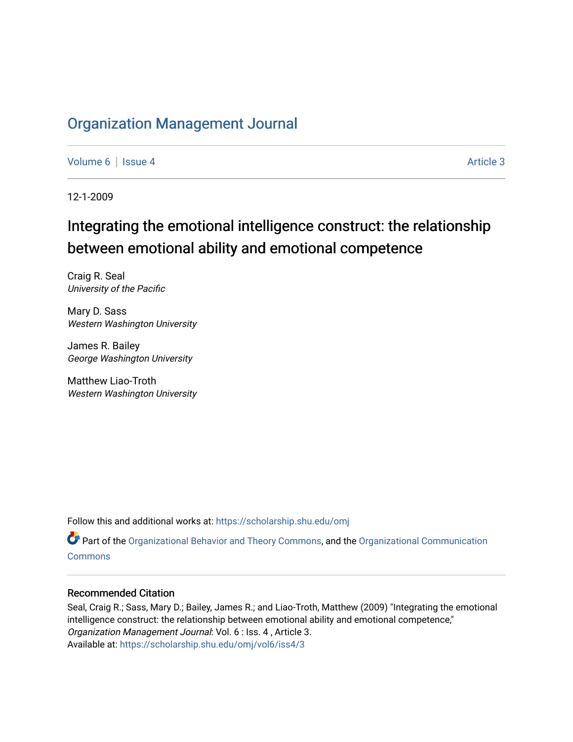# Organization Management Journal

Volume 6 | Issue 4 Article 3

12-1-2009

## Integrating the emotional intelligence construct: the relationship between emotional ability and emotional competence

Craig R. Seal
*University of the Pacific*

Mary D. Sass
*Western Washington University*

James R. Bailey
*George Washington University*

Matthew Liao-Troth
*Western Washington University*

Follow this and additional works at: https://scholarship.shu.edu/omj

Part of the Organizational Behavior and Theory Commons, and the Organizational Communication Commons

### Recommended Citation

Seal, Craig R.; Sass, Mary D.; Bailey, James R.; and Liao-Troth, Matthew (2009) "Integrating the emotional intelligence construct: the relationship between emotional ability and emotional competence," *Organization Management Journal*: Vol. 6 : Iss. 4 , Article 3.
Available at: https://scholarship.shu.edu/omj/vol6/iss4/3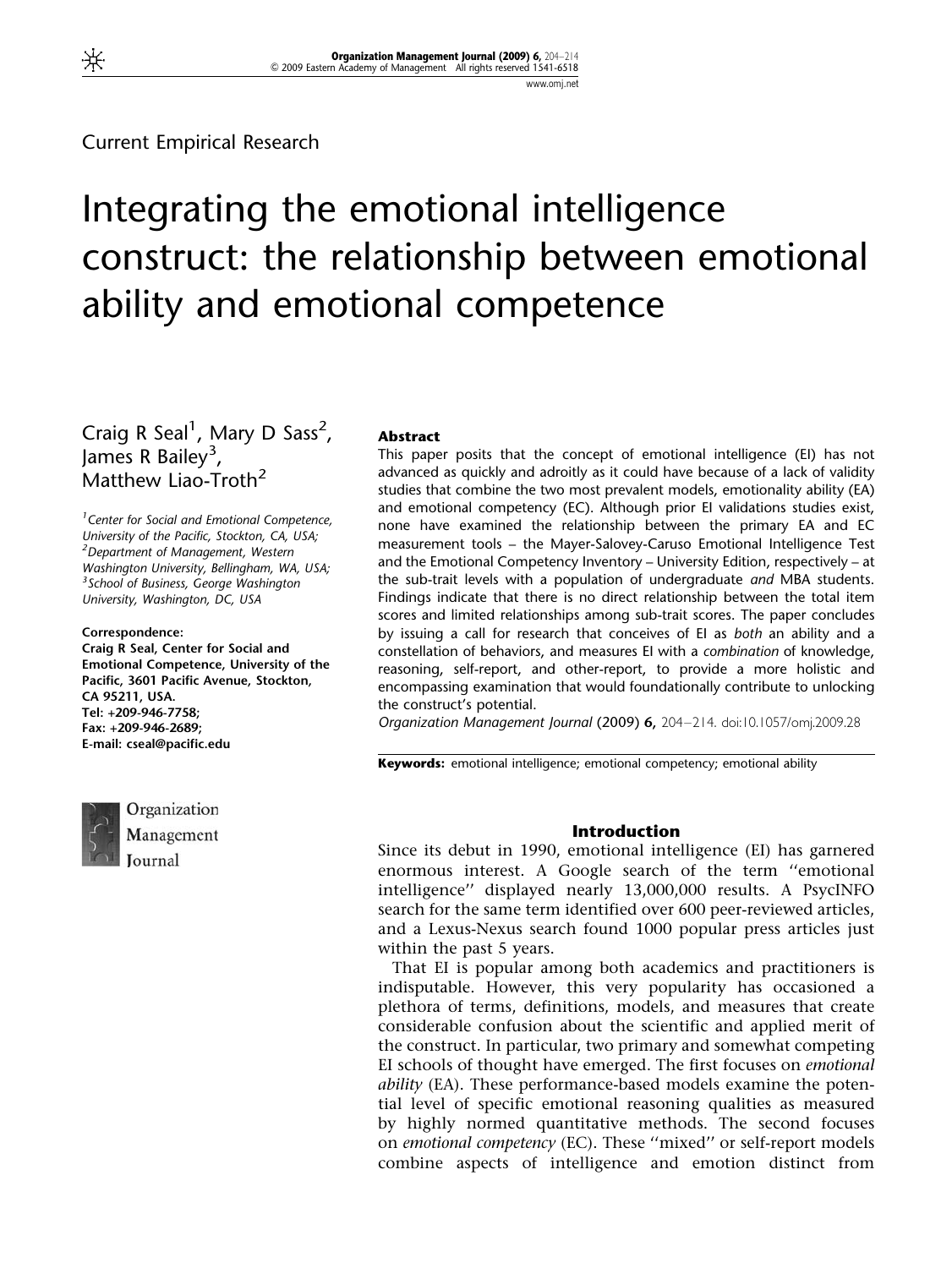Current Empirical Research

# Integrating the emotional intelligence construct: the relationship between emotional ability and emotional competence

Craig R Seal[1], Mary D Sass[2], James R Bailey[3], Matthew Liao-Troth[2]

[1]Center for Social and Emotional Competence, University of the Pacific, Stockton, CA, USA; [2]Department of Management, Western Washington University, Bellingham, WA, USA; [3]School of Business, George Washington University, Washington, DC, USA

**Correspondence:**
**Craig R Seal, Center for Social and Emotional Competence, University of the Pacific, 3601 Pacific Avenue, Stockton, CA 95211, USA.**
**Tel: +209-946-7758;**
**Fax: +209-946-2689;**
**E-mail: cseal@pacific.edu**

## Abstract

This paper posits that the concept of emotional intelligence (EI) has not advanced as quickly and adroitly as it could have because of a lack of validity studies that combine the two most prevalent models, emotionality ability (EA) and emotional competency (EC). Although prior EI validations studies exist, none have examined the relationship between the primary EA and EC measurement tools – the Mayer-Salovey-Caruso Emotional Intelligence Test and the Emotional Competency Inventory – University Edition, respectively – at the sub-trait levels with a population of undergraduate *and* MBA students. Findings indicate that there is no direct relationship between the total item scores and limited relationships among sub-trait scores. The paper concludes by issuing a call for research that conceives of EI as *both* an ability and a constellation of behaviors, and measures EI with a *combination* of knowledge, reasoning, self-report, and other-report, to provide a more holistic and encompassing examination that would foundationally contribute to unlocking the construct's potential.

*Organization Management Journal* (2009) **6,** 204–214. doi:10.1057/omj.2009.28

**Keywords:** emotional intelligence; emotional competency; emotional ability

## Introduction

Since its debut in 1990, emotional intelligence (EI) has garnered enormous interest. A Google search of the term ''emotional intelligence'' displayed nearly 13,000,000 results. A PsycINFO search for the same term identified over 600 peer-reviewed articles, and a Lexus-Nexus search found 1000 popular press articles just within the past 5 years.

That EI is popular among both academics and practitioners is indisputable. However, this very popularity has occasioned a plethora of terms, definitions, models, and measures that create considerable confusion about the scientific and applied merit of the construct. In particular, two primary and somewhat competing EI schools of thought have emerged. The first focuses on *emotional ability* (EA). These performance-based models examine the potential level of specific emotional reasoning qualities as measured by highly normed quantitative methods. The second focuses on *emotional competency* (EC). These ''mixed'' or self-report models combine aspects of intelligence and emotion distinct from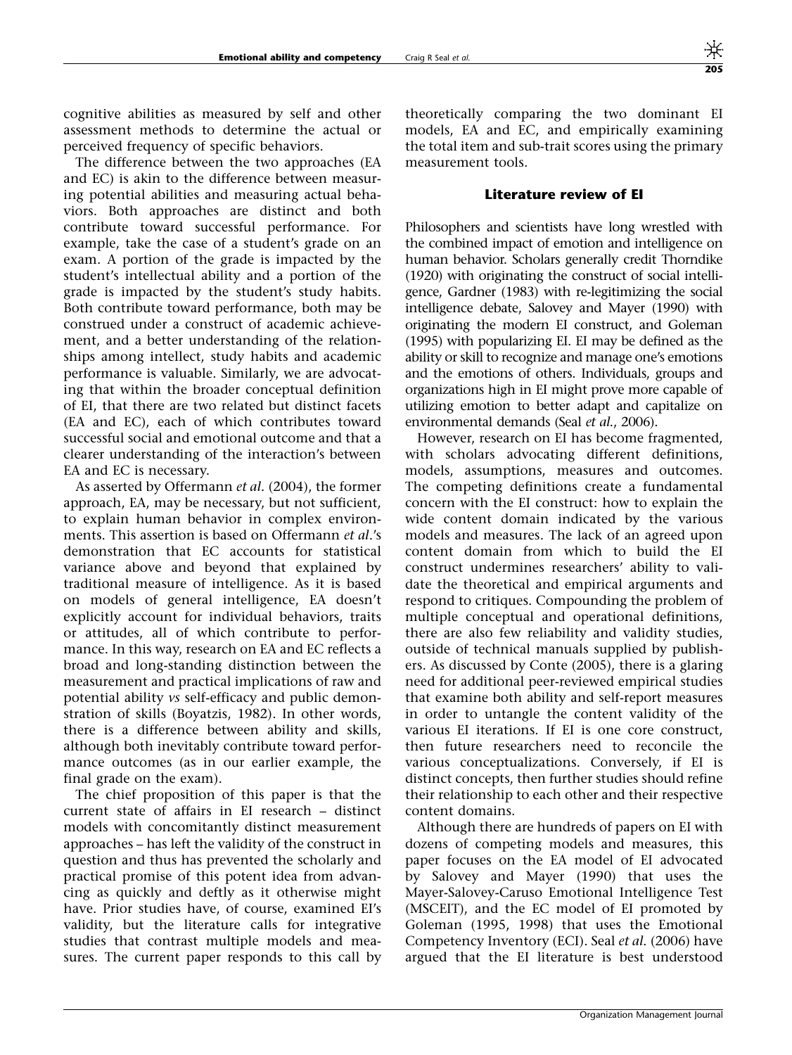cognitive abilities as measured by self and other assessment methods to determine the actual or perceived frequency of specific behaviors.

The difference between the two approaches (EA and EC) is akin to the difference between measuring potential abilities and measuring actual behaviors. Both approaches are distinct and both contribute toward successful performance. For example, take the case of a student's grade on an exam. A portion of the grade is impacted by the student's intellectual ability and a portion of the grade is impacted by the student's study habits. Both contribute toward performance, both may be construed under a construct of academic achievement, and a better understanding of the relationships among intellect, study habits and academic performance is valuable. Similarly, we are advocating that within the broader conceptual definition of EI, that there are two related but distinct facets (EA and EC), each of which contributes toward successful social and emotional outcome and that a clearer understanding of the interaction's between EA and EC is necessary.

As asserted by Offermann *et al*. (2004), the former approach, EA, may be necessary, but not sufficient, to explain human behavior in complex environments. This assertion is based on Offermann *et al*.'s demonstration that EC accounts for statistical variance above and beyond that explained by traditional measure of intelligence. As it is based on models of general intelligence, EA doesn't explicitly account for individual behaviors, traits or attitudes, all of which contribute to performance. In this way, research on EA and EC reflects a broad and long-standing distinction between the measurement and practical implications of raw and potential ability *vs* self-efficacy and public demonstration of skills (Boyatzis, 1982). In other words, there is a difference between ability and skills, although both inevitably contribute toward performance outcomes (as in our earlier example, the final grade on the exam).

The chief proposition of this paper is that the current state of affairs in EI research – distinct models with concomitantly distinct measurement approaches – has left the validity of the construct in question and thus has prevented the scholarly and practical promise of this potent idea from advancing as quickly and deftly as it otherwise might have. Prior studies have, of course, examined EI's validity, but the literature calls for integrative studies that contrast multiple models and measures. The current paper responds to this call by theoretically comparing the two dominant EI models, EA and EC, and empirically examining the total item and sub-trait scores using the primary measurement tools.

## Literature review of EI

Philosophers and scientists have long wrestled with the combined impact of emotion and intelligence on human behavior. Scholars generally credit Thorndike (1920) with originating the construct of social intelligence, Gardner (1983) with re-legitimizing the social intelligence debate, Salovey and Mayer (1990) with originating the modern EI construct, and Goleman (1995) with popularizing EI. EI may be defined as the ability or skill to recognize and manage one's emotions and the emotions of others. Individuals, groups and organizations high in EI might prove more capable of utilizing emotion to better adapt and capitalize on environmental demands (Seal *et al*., 2006).

However, research on EI has become fragmented, with scholars advocating different definitions, models, assumptions, measures and outcomes. The competing definitions create a fundamental concern with the EI construct: how to explain the wide content domain indicated by the various models and measures. The lack of an agreed upon content domain from which to build the EI construct undermines researchers' ability to validate the theoretical and empirical arguments and respond to critiques. Compounding the problem of multiple conceptual and operational definitions, there are also few reliability and validity studies, outside of technical manuals supplied by publishers. As discussed by Conte (2005), there is a glaring need for additional peer-reviewed empirical studies that examine both ability and self-report measures in order to untangle the content validity of the various EI iterations. If EI is one core construct, then future researchers need to reconcile the various conceptualizations. Conversely, if EI is distinct concepts, then further studies should refine their relationship to each other and their respective content domains.

Although there are hundreds of papers on EI with dozens of competing models and measures, this paper focuses on the EA model of EI advocated by Salovey and Mayer (1990) that uses the Mayer-Salovey-Caruso Emotional Intelligence Test (MSCEIT), and the EC model of EI promoted by Goleman (1995, 1998) that uses the Emotional Competency Inventory (ECI). Seal *et al*. (2006) have argued that the EI literature is best understood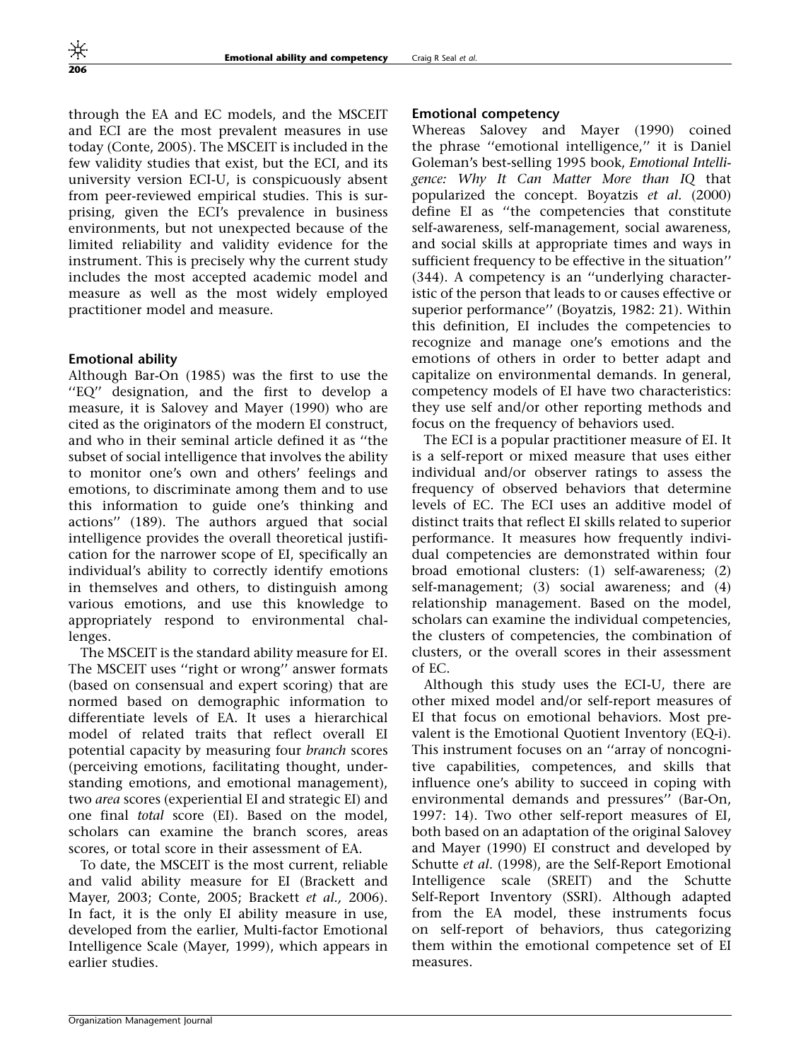through the EA and EC models, and the MSCEIT and ECI are the most prevalent measures in use today (Conte, 2005). The MSCEIT is included in the few validity studies that exist, but the ECI, and its university version ECI-U, is conspicuously absent from peer-reviewed empirical studies. This is surprising, given the ECI's prevalence in business environments, but not unexpected because of the limited reliability and validity evidence for the instrument. This is precisely why the current study includes the most accepted academic model and measure as well as the most widely employed practitioner model and measure.

### Emotional ability

Although Bar-On (1985) was the first to use the "EQ" designation, and the first to develop a measure, it is Salovey and Mayer (1990) who are cited as the originators of the modern EI construct, and who in their seminal article defined it as "the subset of social intelligence that involves the ability to monitor one's own and others' feelings and emotions, to discriminate among them and to use this information to guide one's thinking and actions" (189). The authors argued that social intelligence provides the overall theoretical justification for the narrower scope of EI, specifically an individual's ability to correctly identify emotions in themselves and others, to distinguish among various emotions, and use this knowledge to appropriately respond to environmental challenges.

The MSCEIT is the standard ability measure for EI. The MSCEIT uses "right or wrong" answer formats (based on consensual and expert scoring) that are normed based on demographic information to differentiate levels of EA. It uses a hierarchical model of related traits that reflect overall EI potential capacity by measuring four *branch* scores (perceiving emotions, facilitating thought, understanding emotions, and emotional management), two *area* scores (experiential EI and strategic EI) and one final *total* score (EI). Based on the model, scholars can examine the branch scores, areas scores, or total score in their assessment of EA.

To date, the MSCEIT is the most current, reliable and valid ability measure for EI (Brackett and Mayer, 2003; Conte, 2005; Brackett *et al.,* 2006). In fact, it is the only EI ability measure in use, developed from the earlier, Multi-factor Emotional Intelligence Scale (Mayer, 1999), which appears in earlier studies.

### Emotional competency

Whereas Salovey and Mayer (1990) coined the phrase "emotional intelligence," it is Daniel Goleman's best-selling 1995 book, *Emotional Intelligence: Why It Can Matter More than IQ* that popularized the concept. Boyatzis *et al.* (2000) define EI as "the competencies that constitute self-awareness, self-management, social awareness, and social skills at appropriate times and ways in sufficient frequency to be effective in the situation" (344). A competency is an "underlying characteristic of the person that leads to or causes effective or superior performance" (Boyatzis, 1982: 21). Within this definition, EI includes the competencies to recognize and manage one's emotions and the emotions of others in order to better adapt and capitalize on environmental demands. In general, competency models of EI have two characteristics: they use self and/or other reporting methods and focus on the frequency of behaviors used.

The ECI is a popular practitioner measure of EI. It is a self-report or mixed measure that uses either individual and/or observer ratings to assess the frequency of observed behaviors that determine levels of EC. The ECI uses an additive model of distinct traits that reflect EI skills related to superior performance. It measures how frequently individual competencies are demonstrated within four broad emotional clusters: (1) self-awareness; (2) self-management; (3) social awareness; and (4) relationship management. Based on the model, scholars can examine the individual competencies, the clusters of competencies, the combination of clusters, or the overall scores in their assessment of EC.

Although this study uses the ECI-U, there are other mixed model and/or self-report measures of EI that focus on emotional behaviors. Most prevalent is the Emotional Quotient Inventory (EQ-i). This instrument focuses on an "array of noncognitive capabilities, competences, and skills that influence one's ability to succeed in coping with environmental demands and pressures" (Bar-On, 1997: 14). Two other self-report measures of EI, both based on an adaptation of the original Salovey and Mayer (1990) EI construct and developed by Schutte *et al*. (1998), are the Self-Report Emotional Intelligence scale (SREIT) and the Schutte Self-Report Inventory (SSRI). Although adapted from the EA model, these instruments focus on self-report of behaviors, thus categorizing them within the emotional competence set of EI measures.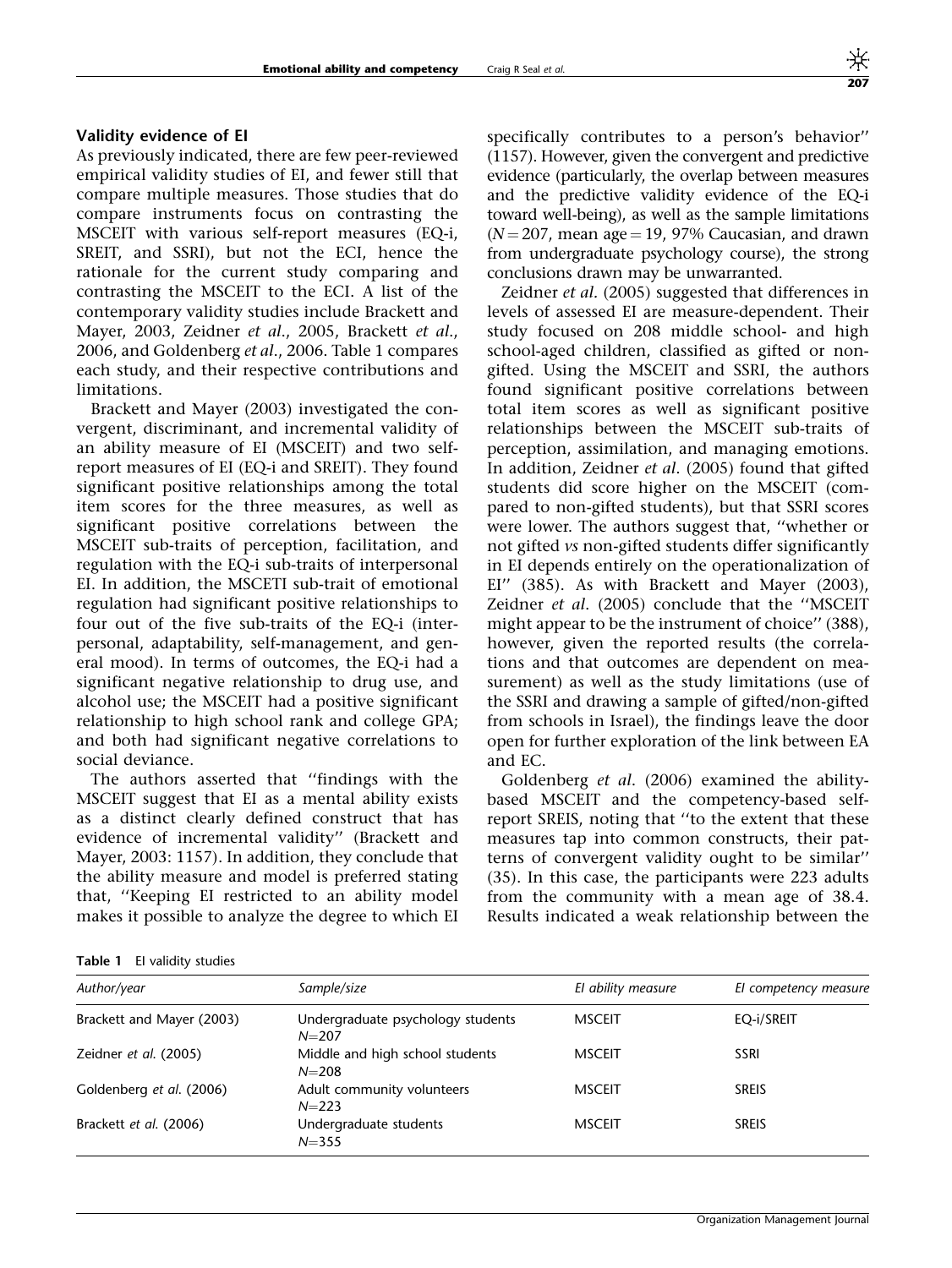### Validity evidence of EI

As previously indicated, there are few peer-reviewed empirical validity studies of EI, and fewer still that compare multiple measures. Those studies that do compare instruments focus on contrasting the MSCEIT with various self-report measures (EQ-i, SREIT, and SSRI), but not the ECI, hence the rationale for the current study comparing and contrasting the MSCEIT to the ECI. A list of the contemporary validity studies include Brackett and Mayer, 2003, Zeidner *et al*., 2005, Brackett *et al*., 2006, and Goldenberg *et al*., 2006. Table 1 compares each study, and their respective contributions and limitations.

Brackett and Mayer (2003) investigated the convergent, discriminant, and incremental validity of an ability measure of EI (MSCEIT) and two self-report measures of EI (EQ-i and SREIT). They found significant positive relationships among the total item scores for the three measures, as well as significant positive correlations between the MSCEIT sub-traits of perception, facilitation, and regulation with the EQ-i sub-traits of interpersonal EI. In addition, the MSCETI sub-trait of emotional regulation had significant positive relationships to four out of the five sub-traits of the EQ-i (interpersonal, adaptability, self-management, and general mood). In terms of outcomes, the EQ-i had a significant negative relationship to drug use, and alcohol use; the MSCEIT had a positive significant relationship to high school rank and college GPA; and both had significant negative correlations to social deviance.

The authors asserted that ''findings with the MSCEIT suggest that EI as a mental ability exists as a distinct clearly defined construct that has evidence of incremental validity'' (Brackett and Mayer, 2003: 1157). In addition, they conclude that the ability measure and model is preferred stating that, ''Keeping EI restricted to an ability model makes it possible to analyze the degree to which EI specifically contributes to a person's behavior'' (1157). However, given the convergent and predictive evidence (particularly, the overlap between measures and the predictive validity evidence of the EQ-i toward well-being), as well as the sample limitations ($N = 207$, mean age $= 19$, 97% Caucasian, and drawn from undergraduate psychology course), the strong conclusions drawn may be unwarranted.

Zeidner *et al*. (2005) suggested that differences in levels of assessed EI are measure-dependent. Their study focused on 208 middle school- and high school-aged children, classified as gifted or non-gifted. Using the MSCEIT and SSRI, the authors found significant positive correlations between total item scores as well as significant positive relationships between the MSCEIT sub-traits of perception, assimilation, and managing emotions. In addition, Zeidner *et al*. (2005) found that gifted students did score higher on the MSCEIT (compared to non-gifted students), but that SSRI scores were lower. The authors suggest that, ''whether or not gifted *vs* non-gifted students differ significantly in EI depends entirely on the operationalization of EI'' (385). As with Brackett and Mayer (2003), Zeidner *et al*. (2005) conclude that the ''MSCEIT might appear to be the instrument of choice'' (388), however, given the reported results (the correlations and that outcomes are dependent on measurement) as well as the study limitations (use of the SSRI and drawing a sample of gifted/non-gifted from schools in Israel), the findings leave the door open for further exploration of the link between EA and EC.

Goldenberg *et al*. (2006) examined the ability-based MSCEIT and the competency-based self-report SREIS, noting that ''to the extent that these measures tap into common constructs, their patterns of convergent validity ought to be similar'' (35). In this case, the participants were 223 adults from the community with a mean age of 38.4. Results indicated a weak relationship between the

**Table 1** EI validity studies

| *Author/year* | *Sample/size* | *EI ability measure* | *EI competency measure* |
|---|---|---|---|
| Brackett and Mayer (2003) | Undergraduate psychology students $N=207$ | MSCEIT | EQ-i/SREIT |
| Zeidner *et al.* (2005) | Middle and high school students $N=208$ | MSCEIT | SSRI |
| Goldenberg *et al.* (2006) | Adult community volunteers $N=223$ | MSCEIT | SREIS |
| Brackett *et al.* (2006) | Undergraduate students $N=355$ | MSCEIT | SREIS |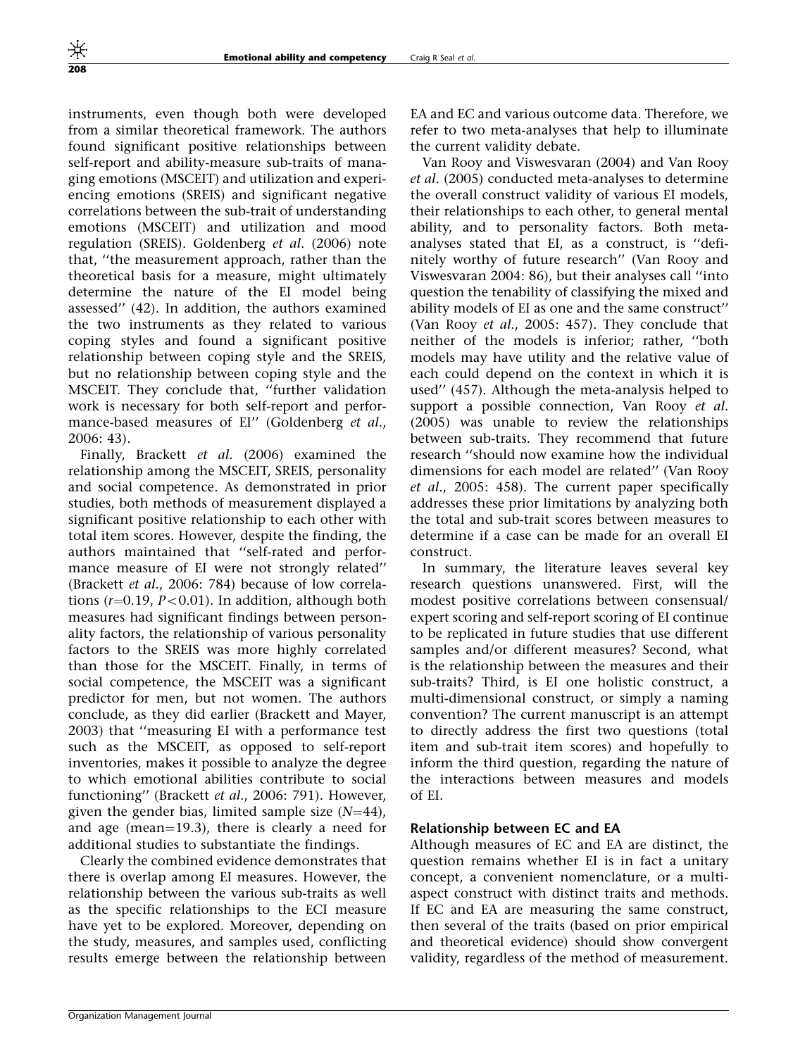instruments, even though both were developed from a similar theoretical framework. The authors found significant positive relationships between self-report and ability-measure sub-traits of managing emotions (MSCEIT) and utilization and experiencing emotions (SREIS) and significant negative correlations between the sub-trait of understanding emotions (MSCEIT) and utilization and mood regulation (SREIS). Goldenberg *et al.* (2006) note that, ''the measurement approach, rather than the theoretical basis for a measure, might ultimately determine the nature of the EI model being assessed'' (42). In addition, the authors examined the two instruments as they related to various coping styles and found a significant positive relationship between coping style and the SREIS, but no relationship between coping style and the MSCEIT. They conclude that, ''further validation work is necessary for both self-report and performance-based measures of EI'' (Goldenberg *et al.*, 2006: 43).

Finally, Brackett *et al.* (2006) examined the relationship among the MSCEIT, SREIS, personality and social competence. As demonstrated in prior studies, both methods of measurement displayed a significant positive relationship to each other with total item scores. However, despite the finding, the authors maintained that ''self-rated and performance measure of EI were not strongly related'' (Brackett *et al.*, 2006: 784) because of low correlations ($r$=0.19, $P$<0.01). In addition, although both measures had significant findings between personality factors, the relationship of various personality factors to the SREIS was more highly correlated than those for the MSCEIT. Finally, in terms of social competence, the MSCEIT was a significant predictor for men, but not women. The authors conclude, as they did earlier (Brackett and Mayer, 2003) that ''measuring EI with a performance test such as the MSCEIT, as opposed to self-report inventories, makes it possible to analyze the degree to which emotional abilities contribute to social functioning'' (Brackett *et al.*, 2006: 791). However, given the gender bias, limited sample size ($N$=44), and age (mean=19.3), there is clearly a need for additional studies to substantiate the findings.

Clearly the combined evidence demonstrates that there is overlap among EI measures. However, the relationship between the various sub-traits as well as the specific relationships to the ECI measure have yet to be explored. Moreover, depending on the study, measures, and samples used, conflicting results emerge between the relationship between EA and EC and various outcome data. Therefore, we refer to two meta-analyses that help to illuminate the current validity debate.

Van Rooy and Viswesvaran (2004) and Van Rooy *et al.* (2005) conducted meta-analyses to determine the overall construct validity of various EI models, their relationships to each other, to general mental ability, and to personality factors. Both meta-analyses stated that EI, as a construct, is ''definitely worthy of future research'' (Van Rooy and Viswesvaran 2004: 86), but their analyses call ''into question the tenability of classifying the mixed and ability models of EI as one and the same construct'' (Van Rooy *et al.*, 2005: 457). They conclude that neither of the models is inferior; rather, ''both models may have utility and the relative value of each could depend on the context in which it is used'' (457). Although the meta-analysis helped to support a possible connection, Van Rooy *et al.* (2005) was unable to review the relationships between sub-traits. They recommend that future research ''should now examine how the individual dimensions for each model are related'' (Van Rooy *et al.*, 2005: 458). The current paper specifically addresses these prior limitations by analyzing both the total and sub-trait scores between measures to determine if a case can be made for an overall EI construct.

In summary, the literature leaves several key research questions unanswered. First, will the modest positive correlations between consensual/expert scoring and self-report scoring of EI continue to be replicated in future studies that use different samples and/or different measures? Second, what is the relationship between the measures and their sub-traits? Third, is EI one holistic construct, a multi-dimensional construct, or simply a naming convention? The current manuscript is an attempt to directly address the first two questions (total item and sub-trait item scores) and hopefully to inform the third question, regarding the nature of the interactions between measures and models of EI.

### Relationship between EC and EA

Although measures of EC and EA are distinct, the question remains whether EI is in fact a unitary concept, a convenient nomenclature, or a multi-aspect construct with distinct traits and methods. If EC and EA are measuring the same construct, then several of the traits (based on prior empirical and theoretical evidence) should show convergent validity, regardless of the method of measurement.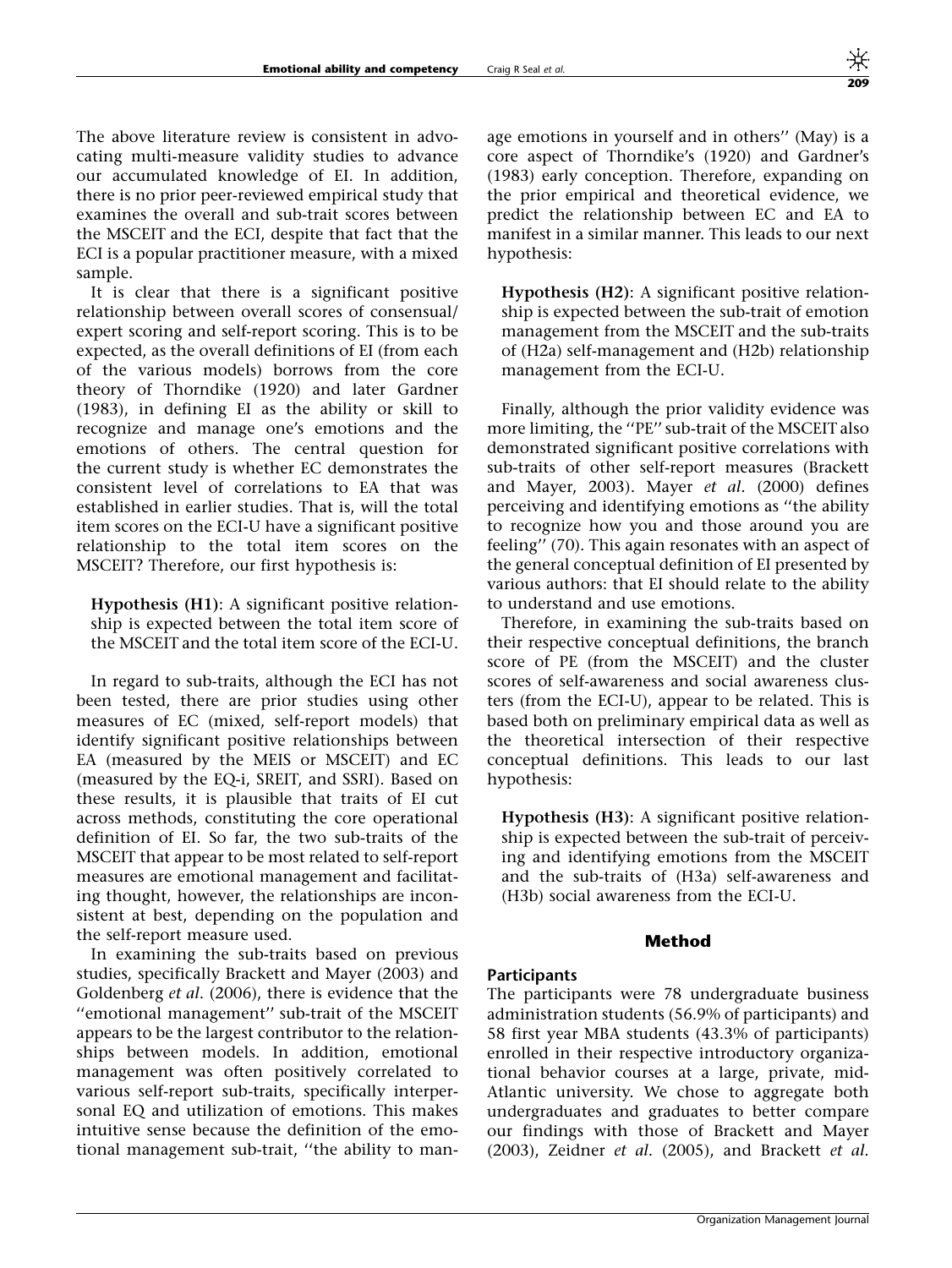The above literature review is consistent in advocating multi-measure validity studies to advance our accumulated knowledge of EI. In addition, there is no prior peer-reviewed empirical study that examines the overall and sub-trait scores between the MSCEIT and the ECI, despite that fact that the ECI is a popular practitioner measure, with a mixed sample.

It is clear that there is a significant positive relationship between overall scores of consensual/expert scoring and self-report scoring. This is to be expected, as the overall definitions of EI (from each of the various models) borrows from the core theory of Thorndike (1920) and later Gardner (1983), in defining EI as the ability or skill to recognize and manage one's emotions and the emotions of others. The central question for the current study is whether EC demonstrates the consistent level of correlations to EA that was established in earlier studies. That is, will the total item scores on the ECI-U have a significant positive relationship to the total item scores on the MSCEIT? Therefore, our first hypothesis is:

> **Hypothesis (H1)**: A significant positive relationship is expected between the total item score of the MSCEIT and the total item score of the ECI-U.

In regard to sub-traits, although the ECI has not been tested, there are prior studies using other measures of EC (mixed, self-report models) that identify significant positive relationships between EA (measured by the MEIS or MSCEIT) and EC (measured by the EQ-i, SREIT, and SSRI). Based on these results, it is plausible that traits of EI cut across methods, constituting the core operational definition of EI. So far, the two sub-traits of the MSCEIT that appear to be most related to self-report measures are emotional management and facilitating thought, however, the relationships are inconsistent at best, depending on the population and the self-report measure used.

In examining the sub-traits based on previous studies, specifically Brackett and Mayer (2003) and Goldenberg *et al*. (2006), there is evidence that the "emotional management" sub-trait of the MSCEIT appears to be the largest contributor to the relationships between models. In addition, emotional management was often positively correlated to various self-report sub-traits, specifically interpersonal EQ and utilization of emotions. This makes intuitive sense because the definition of the emotional management sub-trait, "the ability to manage emotions in yourself and in others" (May) is a core aspect of Thorndike's (1920) and Gardner's (1983) early conception. Therefore, expanding on the prior empirical and theoretical evidence, we predict the relationship between EC and EA to manifest in a similar manner. This leads to our next hypothesis:

> **Hypothesis (H2)**: A significant positive relationship is expected between the sub-trait of emotion management from the MSCEIT and the sub-traits of (H2a) self-management and (H2b) relationship management from the ECI-U.

Finally, although the prior validity evidence was more limiting, the "PE" sub-trait of the MSCEIT also demonstrated significant positive correlations with sub-traits of other self-report measures (Brackett and Mayer, 2003). Mayer *et al*. (2000) defines perceiving and identifying emotions as "the ability to recognize how you and those around you are feeling" (70). This again resonates with an aspect of the general conceptual definition of EI presented by various authors: that EI should relate to the ability to understand and use emotions.

Therefore, in examining the sub-traits based on their respective conceptual definitions, the branch score of PE (from the MSCEIT) and the cluster scores of self-awareness and social awareness clusters (from the ECI-U), appear to be related. This is based both on preliminary empirical data as well as the theoretical intersection of their respective conceptual definitions. This leads to our last hypothesis:

> **Hypothesis (H3)**: A significant positive relationship is expected between the sub-trait of perceiving and identifying emotions from the MSCEIT and the sub-traits of (H3a) self-awareness and (H3b) social awareness from the ECI-U.

## Method

### Participants

The participants were 78 undergraduate business administration students (56.9% of participants) and 58 first year MBA students (43.3% of participants) enrolled in their respective introductory organizational behavior courses at a large, private, mid-Atlantic university. We chose to aggregate both undergraduates and graduates to better compare our findings with those of Brackett and Mayer (2003), Zeidner *et al*. (2005), and Brackett *et al*.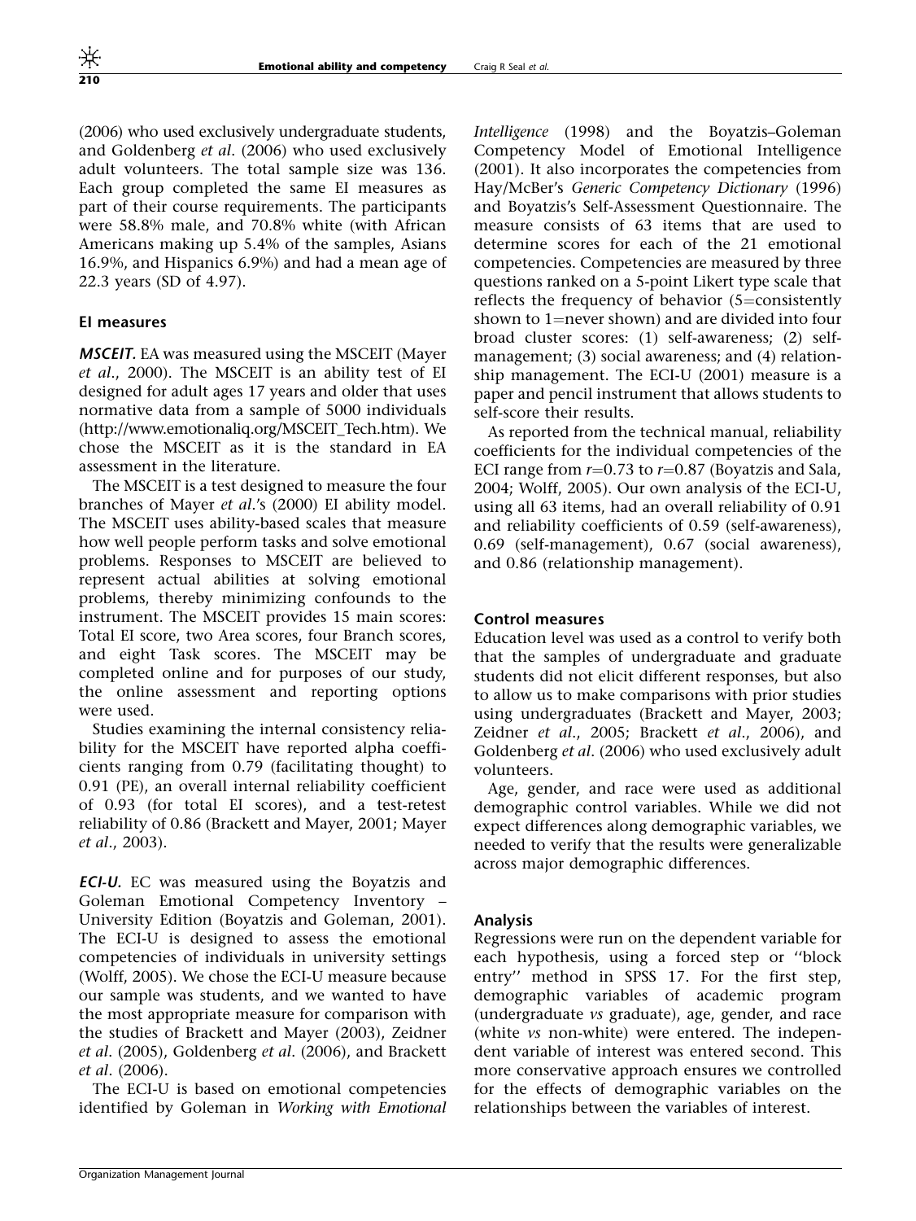(2006) who used exclusively undergraduate students, and Goldenberg *et al*. (2006) who used exclusively adult volunteers. The total sample size was 136. Each group completed the same EI measures as part of their course requirements. The participants were 58.8% male, and 70.8% white (with African Americans making up 5.4% of the samples, Asians 16.9%, and Hispanics 6.9%) and had a mean age of 22.3 years (SD of 4.97).

### EI measures

***MSCEIT.*** EA was measured using the MSCEIT (Mayer *et al*., 2000). The MSCEIT is an ability test of EI designed for adult ages 17 years and older that uses normative data from a sample of 5000 individuals (http://www.emotionaliq.org/MSCEIT_Tech.htm). We chose the MSCEIT as it is the standard in EA assessment in the literature.

The MSCEIT is a test designed to measure the four branches of Mayer *et al*.'s (2000) EI ability model. The MSCEIT uses ability-based scales that measure how well people perform tasks and solve emotional problems. Responses to MSCEIT are believed to represent actual abilities at solving emotional problems, thereby minimizing confounds to the instrument. The MSCEIT provides 15 main scores: Total EI score, two Area scores, four Branch scores, and eight Task scores. The MSCEIT may be completed online and for purposes of our study, the online assessment and reporting options were used.

Studies examining the internal consistency reliability for the MSCEIT have reported alpha coefficients ranging from 0.79 (facilitating thought) to 0.91 (PE), an overall internal reliability coefficient of 0.93 (for total EI scores), and a test-retest reliability of 0.86 (Brackett and Mayer, 2001; Mayer *et al*., 2003).

***ECI-U.*** EC was measured using the Boyatzis and Goleman Emotional Competency Inventory – University Edition (Boyatzis and Goleman, 2001). The ECI-U is designed to assess the emotional competencies of individuals in university settings (Wolff, 2005). We chose the ECI-U measure because our sample was students, and we wanted to have the most appropriate measure for comparison with the studies of Brackett and Mayer (2003), Zeidner *et al*. (2005), Goldenberg *et al*. (2006), and Brackett *et al*. (2006).

The ECI-U is based on emotional competencies identified by Goleman in *Working with Emotional Intelligence* (1998) and the Boyatzis–Goleman Competency Model of Emotional Intelligence (2001). It also incorporates the competencies from Hay/McBer's *Generic Competency Dictionary* (1996) and Boyatzis's Self-Assessment Questionnaire. The measure consists of 63 items that are used to determine scores for each of the 21 emotional competencies. Competencies are measured by three questions ranked on a 5-point Likert type scale that reflects the frequency of behavior (5=consistently shown to 1=never shown) and are divided into four broad cluster scores: (1) self-awareness; (2) self-management; (3) social awareness; and (4) relationship management. The ECI-U (2001) measure is a paper and pencil instrument that allows students to self-score their results.

As reported from the technical manual, reliability coefficients for the individual competencies of the ECI range from $r$=0.73 to $r$=0.87 (Boyatzis and Sala, 2004; Wolff, 2005). Our own analysis of the ECI-U, using all 63 items, had an overall reliability of 0.91 and reliability coefficients of 0.59 (self-awareness), 0.69 (self-management), 0.67 (social awareness), and 0.86 (relationship management).

### Control measures

Education level was used as a control to verify both that the samples of undergraduate and graduate students did not elicit different responses, but also to allow us to make comparisons with prior studies using undergraduates (Brackett and Mayer, 2003; Zeidner *et al*., 2005; Brackett *et al*., 2006), and Goldenberg *et al*. (2006) who used exclusively adult volunteers.

Age, gender, and race were used as additional demographic control variables. While we did not expect differences along demographic variables, we needed to verify that the results were generalizable across major demographic differences.

### Analysis

Regressions were run on the dependent variable for each hypothesis, using a forced step or "block entry" method in SPSS 17. For the first step, demographic variables of academic program (undergraduate *vs* graduate), age, gender, and race (white *vs* non-white) were entered. The independent variable of interest was entered second. This more conservative approach ensures we controlled for the effects of demographic variables on the relationships between the variables of interest.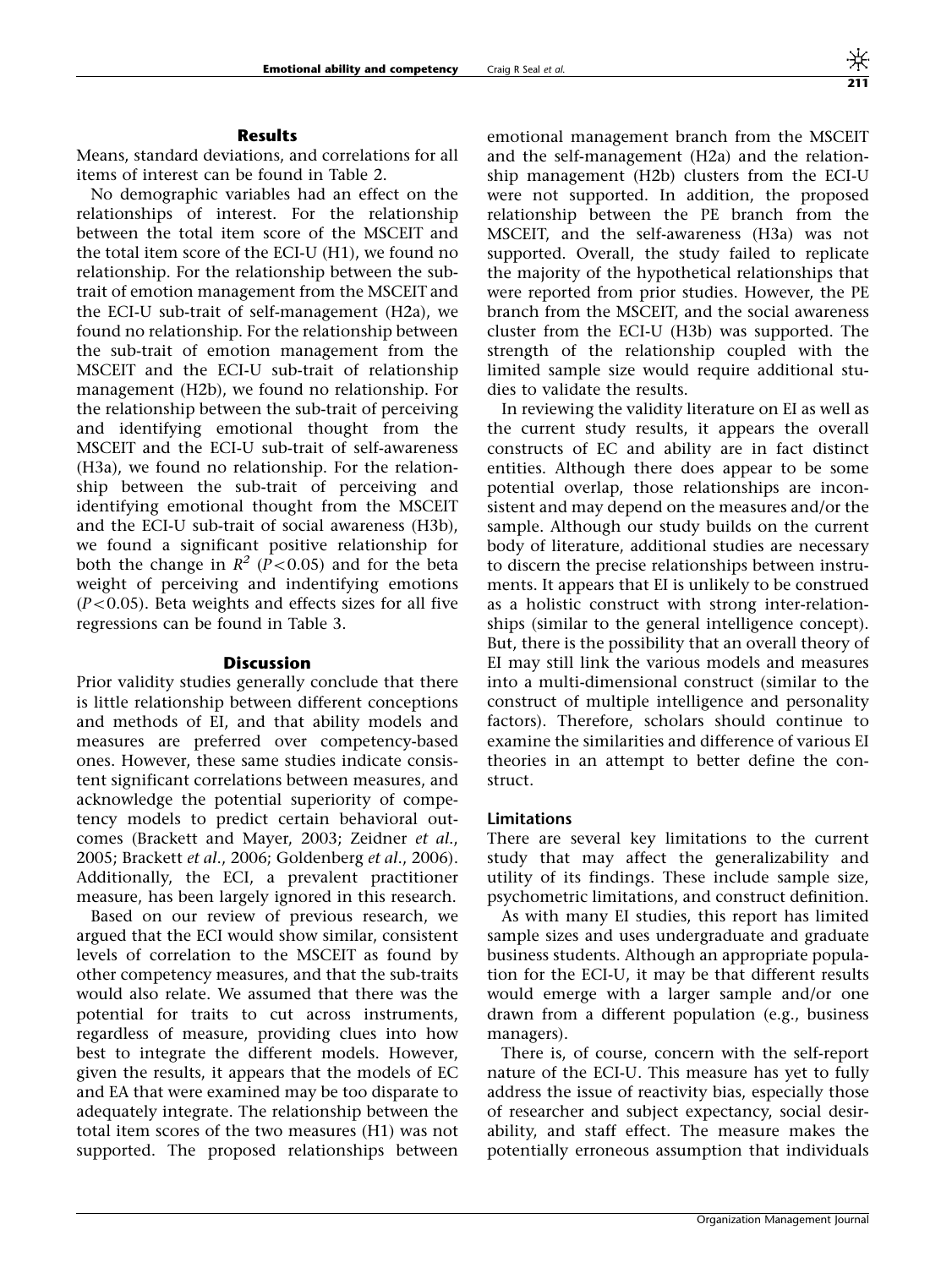## Results

Means, standard deviations, and correlations for all items of interest can be found in Table 2.

No demographic variables had an effect on the relationships of interest. For the relationship between the total item score of the MSCEIT and the total item score of the ECI-U (H1), we found no relationship. For the relationship between the sub-trait of emotion management from the MSCEIT and the ECI-U sub-trait of self-management (H2a), we found no relationship. For the relationship between the sub-trait of emotion management from the MSCEIT and the ECI-U sub-trait of relationship management (H2b), we found no relationship. For the relationship between the sub-trait of perceiving and identifying emotional thought from the MSCEIT and the ECI-U sub-trait of self-awareness (H3a), we found no relationship. For the relationship between the sub-trait of perceiving and identifying emotional thought from the MSCEIT and the ECI-U sub-trait of social awareness (H3b), we found a significant positive relationship for both the change in $R^2$ ($P<0.05$) and for the beta weight of perceiving and indentifying emotions ($P<0.05$). Beta weights and effects sizes for all five regressions can be found in Table 3.

## Discussion

Prior validity studies generally conclude that there is little relationship between different conceptions and methods of EI, and that ability models and measures are preferred over competency-based ones. However, these same studies indicate consistent significant correlations between measures, and acknowledge the potential superiority of competency models to predict certain behavioral outcomes (Brackett and Mayer, 2003; Zeidner *et al.*, 2005; Brackett *et al.*, 2006; Goldenberg *et al.*, 2006). Additionally, the ECI, a prevalent practitioner measure, has been largely ignored in this research.

Based on our review of previous research, we argued that the ECI would show similar, consistent levels of correlation to the MSCEIT as found by other competency measures, and that the sub-traits would also relate. We assumed that there was the potential for traits to cut across instruments, regardless of measure, providing clues into how best to integrate the different models. However, given the results, it appears that the models of EC and EA that were examined may be too disparate to adequately integrate. The relationship between the total item scores of the two measures (H1) was not supported. The proposed relationships between emotional management branch from the MSCEIT and the self-management (H2a) and the relationship management (H2b) clusters from the ECI-U were not supported. In addition, the proposed relationship between the PE branch from the MSCEIT, and the self-awareness (H3a) was not supported. Overall, the study failed to replicate the majority of the hypothetical relationships that were reported from prior studies. However, the PE branch from the MSCEIT, and the social awareness cluster from the ECI-U (H3b) was supported. The strength of the relationship coupled with the limited sample size would require additional studies to validate the results.

In reviewing the validity literature on EI as well as the current study results, it appears the overall constructs of EC and ability are in fact distinct entities. Although there does appear to be some potential overlap, those relationships are inconsistent and may depend on the measures and/or the sample. Although our study builds on the current body of literature, additional studies are necessary to discern the precise relationships between instruments. It appears that EI is unlikely to be construed as a holistic construct with strong inter-relationships (similar to the general intelligence concept). But, there is the possibility that an overall theory of EI may still link the various models and measures into a multi-dimensional construct (similar to the construct of multiple intelligence and personality factors). Therefore, scholars should continue to examine the similarities and difference of various EI theories in an attempt to better define the construct.

### Limitations

There are several key limitations to the current study that may affect the generalizability and utility of its findings. These include sample size, psychometric limitations, and construct definition.

As with many EI studies, this report has limited sample sizes and uses undergraduate and graduate business students. Although an appropriate population for the ECI-U, it may be that different results would emerge with a larger sample and/or one drawn from a different population (e.g., business managers).

There is, of course, concern with the self-report nature of the ECI-U. This measure has yet to fully address the issue of reactivity bias, especially those of researcher and subject expectancy, social desirability, and staff effect. The measure makes the potentially erroneous assumption that individuals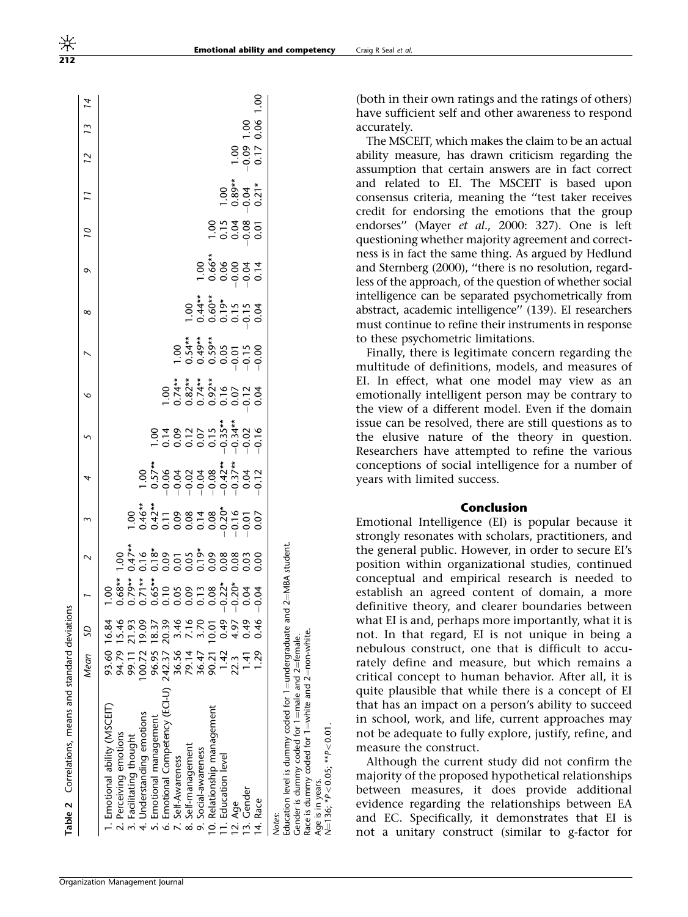**Table 2** Correlations, means and standard deviations

| | Mean | SD | 1 | 2 | 3 | 4 | 5 | 6 | 7 | 8 | 9 | 10 | 11 | 12 | 13 | 14 |
|---|---|---|---|---|---|---|---|---|---|---|---|---|---|---|---|---|
| 1. Emotional ability (MSCEIT) | 93.60 | 16.84 | 1.00 | | | | | | | | | | | | | |
| 2. Perceiving emotions | 94.79 | 15.46 | 0.68** | 1.00 | | | | | | | | | | | | |
| 3. Facilitating thought | 99.11 | 21.93 | 0.79** | 0.47** | 1.00 | | | | | | | | | | | |
| 4. Understanding emotions | 100.72 | 19.09 | 0.71** | 0.16 | 0.46** | 1.00 | | | | | | | | | | |
| 5. Emotional management | 96.95 | 18.37 | 0.65** | 0.18* | 0.42** | 0.57** | 1.00 | | | | | | | | | |
| 6. Emotional Competency (ECI-U) | 242.37 | 20.39 | 0.10 | 0.09 | 0.11 | −0.06 | 0.14 | 1.00 | | | | | | | | |
| 7. Self-Awareness | 36.56 | 3.46 | 0.05 | 0.01 | 0.09 | −0.04 | 0.09 | 0.74** | 1.00 | | | | | | | |
| 8. Self-management | 79.14 | 7.16 | 0.09 | 0.05 | 0.08 | −0.02 | 0.12 | 0.82** | 0.54** | 1.00 | | | | | | |
| 9. Social-awareness | 36.47 | 3.70 | 0.13 | 0.19* | 0.14 | −0.04 | 0.07 | 0.74** | 0.49** | 0.44** | 1.00 | | | | | |
| 10. Relationship management | 90.21 | 10.01 | 0.08 | 0.09 | 0.08 | −0.08 | 0.15 | 0.92** | 0.59** | 0.60** | 0.66** | 1.00 | | | | |
| 11. Education level | 1.42 | 0.49 | −0.22* | 0.08 | −0.20* | −0.42** | −0.35** | 0.16 | 0.05 | 0.19* | 0.06 | 0.15 | 1.00 | | | |
| 12. Age | 22.3 | 4.97 | −0.20* | 0.08 | −0.16 | −0.37** | −0.34** | 0.07 | −0.01 | 0.15 | −0.00 | 0.04 | 0.89** | 1.00 | | |
| 13. Gender | 1.41 | 0.49 | 0.04 | 0.03 | −0.01 | 0.04 | −0.02 | −0.12 | −0.15 | −0.15 | −0.04 | −0.08 | −0.04 | −0.09 | 1.00 | |
| 14. Race | 1.29 | 0.46 | −0.04 | 0.00 | 0.07 | −0.12 | −0.16 | 0.04 | −0.00 | 0.04 | 0.14 | 0.01 | 0.21* | 0.17 | 0.06 | 1.00 |

Notes:
Education level is dummy coded for 1=undergraduate and 2=MBA student.
Gender is dummy coded for 1=male and 2=female.
Race is dummy coded for 1=white and 2=non-white.
Age is in years.
$N$=136; *$P<0.05$; **$P<0.01$.

(both in their own ratings and the ratings of others) have sufficient self and other awareness to respond accurately.

The MSCEIT, which makes the claim to be an actual ability measure, has drawn criticism regarding the assumption that certain answers are in fact correct and related to EI. The MSCEIT is based upon consensus criteria, meaning the "test taker receives credit for endorsing the emotions that the group endorses" (Mayer *et al.*, 2000: 327). One is left questioning whether majority agreement and correctness is in fact the same thing. As argued by Hedlund and Sternberg (2000), "there is no resolution, regardless of the approach, of the question of whether social intelligence can be separated psychometrically from abstract, academic intelligence" (139). EI researchers must continue to refine their instruments in response to these psychometric limitations.

Finally, there is legitimate concern regarding the multitude of definitions, models, and measures of EI. In effect, what one model may view as an emotionally intelligent person may be contrary to the view of a different model. Even if the domain issue can be resolved, there are still questions as to the elusive nature of the theory in question. Researchers have attempted to refine the various conceptions of social intelligence for a number of years with limited success.

## Conclusion

Emotional Intelligence (EI) is popular because it strongly resonates with scholars, practitioners, and the general public. However, in order to secure EI's position within organizational studies, continued conceptual and empirical research is needed to establish an agreed content of domain, a more definitive theory, and clearer boundaries between what EI is and, perhaps more importantly, what it is not. In that regard, EI is not unique in being a nebulous construct, one that is difficult to accurately define and measure, but which remains a critical concept to human behavior. After all, it is quite plausible that while there is a concept of EI that has an impact on a person's ability to succeed in school, work, and life, current approaches may not be adequate to fully explore, justify, refine, and measure the construct.

Although the current study did not confirm the majority of the proposed hypothetical relationships between measures, it does provide additional evidence regarding the relationships between EA and EC. Specifically, it demonstrates that EI is not a unitary construct (similar to g-factor for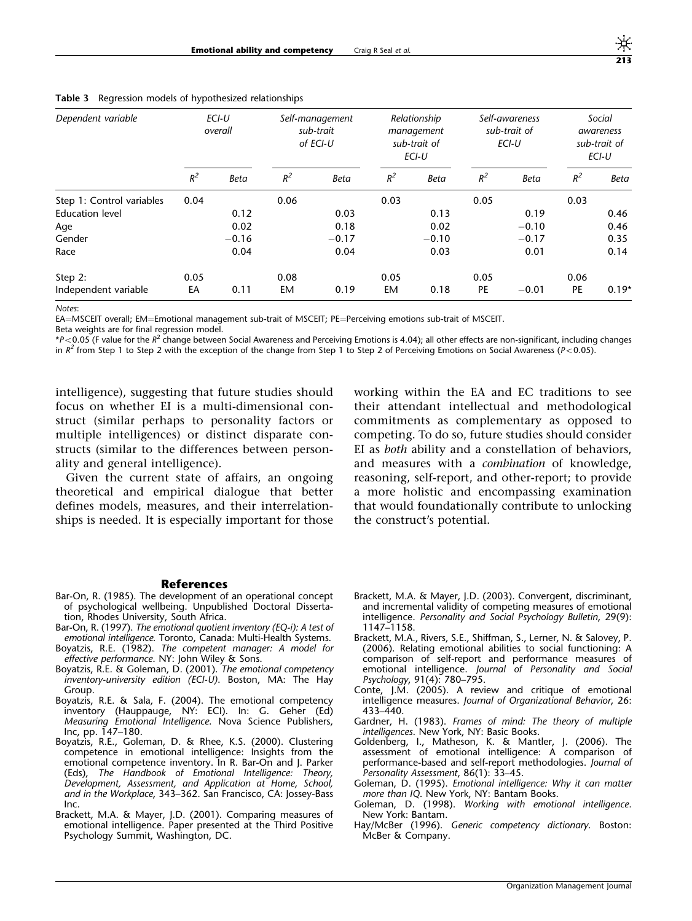**Table 3** Regression models of hypothesized relationships

| *Dependent variable* | *ECI-U overall* | | *Self-management sub-trait of ECI-U* | | *Relationship management sub-trait of ECI-U* | | *Self-awareness sub-trait of ECI-U* | | *Social awareness sub-trait of ECI-U* | |
|---|---|---|---|---|---|---|---|---|---|---|
| | $R^2$ | *Beta* | $R^2$ | *Beta* | $R^2$ | *Beta* | $R^2$ | *Beta* | $R^2$ | *Beta* |
| Step 1: Control variables | 0.04 | | 0.06 | | 0.03 | | 0.05 | | 0.03 | |
| Education level | | 0.12 | | 0.03 | | 0.13 | | 0.19 | | 0.46 |
| Age | | 0.02 | | 0.18 | | 0.02 | | −0.10 | | 0.46 |
| Gender | | −0.16 | | −0.17 | | −0.10 | | −0.17 | | 0.35 |
| Race | | 0.04 | | 0.04 | | 0.03 | | 0.01 | | 0.14 |
| Step 2: | 0.05 | | 0.08 | | 0.05 | | 0.05 | | 0.06 | |
| Independent variable | EA | 0.11 | EM | 0.19 | EM | 0.18 | PE | −0.01 | PE | 0.19* |

*Notes*:
EA=MSCEIT overall; EM=Emotional management sub-trait of MSCEIT; PE=Perceiving emotions sub-trait of MSCEIT.
Beta weights are for final regression model.
*$P<0.05$ (F value for the $R^2$ change between Social Awareness and Perceiving Emotions is 4.04); all other effects are non-significant, including changes in $R^2$ from Step 1 to Step 2 with the exception of the change from Step 1 to Step 2 of Perceiving Emotions on Social Awareness ($P<0.05$).

intelligence), suggesting that future studies should focus on whether EI is a multi-dimensional construct (similar perhaps to personality factors or multiple intelligences) or distinct disparate constructs (similar to the differences between personality and general intelligence).

Given the current state of affairs, an ongoing theoretical and empirical dialogue that better defines models, measures, and their interrelationships is needed. It is especially important for those working within the EA and EC traditions to see their attendant intellectual and methodological commitments as complementary as opposed to competing. To do so, future studies should consider EI as *both* ability and a constellation of behaviors, and measures with a *combination* of knowledge, reasoning, self-report, and other-report; to provide a more holistic and encompassing examination that would foundationally contribute to unlocking the construct's potential.

## References

Bar-On, R. (1985). The development of an operational concept of psychological wellbeing. Unpublished Doctoral Dissertation, Rhodes University, South Africa.

Bar-On, R. (1997). *The emotional quotient inventory (EQ-i): A test of emotional intelligence.* Toronto, Canada: Multi-Health Systems.

Boyatzis, R.E. (1982). *The competent manager: A model for effective performance*. NY: John Wiley & Sons.

Boyatzis, R.E. & Goleman, D. (2001). *The emotional competency inventory-university edition (ECI-U)*. Boston, MA: The Hay Group.

Boyatzis, R.E. & Sala, F. (2004). The emotional competency inventory (Hauppauge, NY: ECI). In: G. Geher (Ed) *Measuring Emotional Intelligence*. Nova Science Publishers, Inc, pp. 147–180.

Boyatzis, R.E., Goleman, D. & Rhee, K.S. (2000). Clustering competence in emotional intelligence: Insights from the emotional competence inventory. In R. Bar-On and J. Parker (Eds), *The Handbook of Emotional Intelligence: Theory, Development, Assessment, and Application at Home, School, and in the Workplace*, 343–362. San Francisco, CA: Jossey-Bass Inc.

Brackett, M.A. & Mayer, J.D. (2001). Comparing measures of emotional intelligence. Paper presented at the Third Positive Psychology Summit, Washington, DC.

Brackett, M.A. & Mayer, J.D. (2003). Convergent, discriminant, and incremental validity of competing measures of emotional intelligence. *Personality and Social Psychology Bulletin*, 29(9): 1147–1158.

Brackett, M.A., Rivers, S.E., Shiffman, S., Lerner, N. & Salovey, P. (2006). Relating emotional abilities to social functioning: A comparison of self-report and performance measures of emotional intelligence. *Journal of Personality and Social Psychology*, 91(4): 780–795.

Conte, J.M. (2005). A review and critique of emotional intelligence measures. *Journal of Organizational Behavior*, 26: 433–440.

Gardner, H. (1983). *Frames of mind: The theory of multiple intelligences*. New York, NY: Basic Books.

Goldenberg, I., Matheson, K. & Mantler, J. (2006). The assessment of emotional intelligence: A comparison of performance-based and self-report methodologies. *Journal of Personality Assessment*, 86(1): 33–45.

Goleman, D. (1995). *Emotional intelligence: Why it can matter more than IQ*. New York, NY: Bantam Books.

Goleman, D. (1998). *Working with emotional intelligence*. New York: Bantam.

Hay/McBer (1996). *Generic competency dictionary*. Boston: McBer & Company.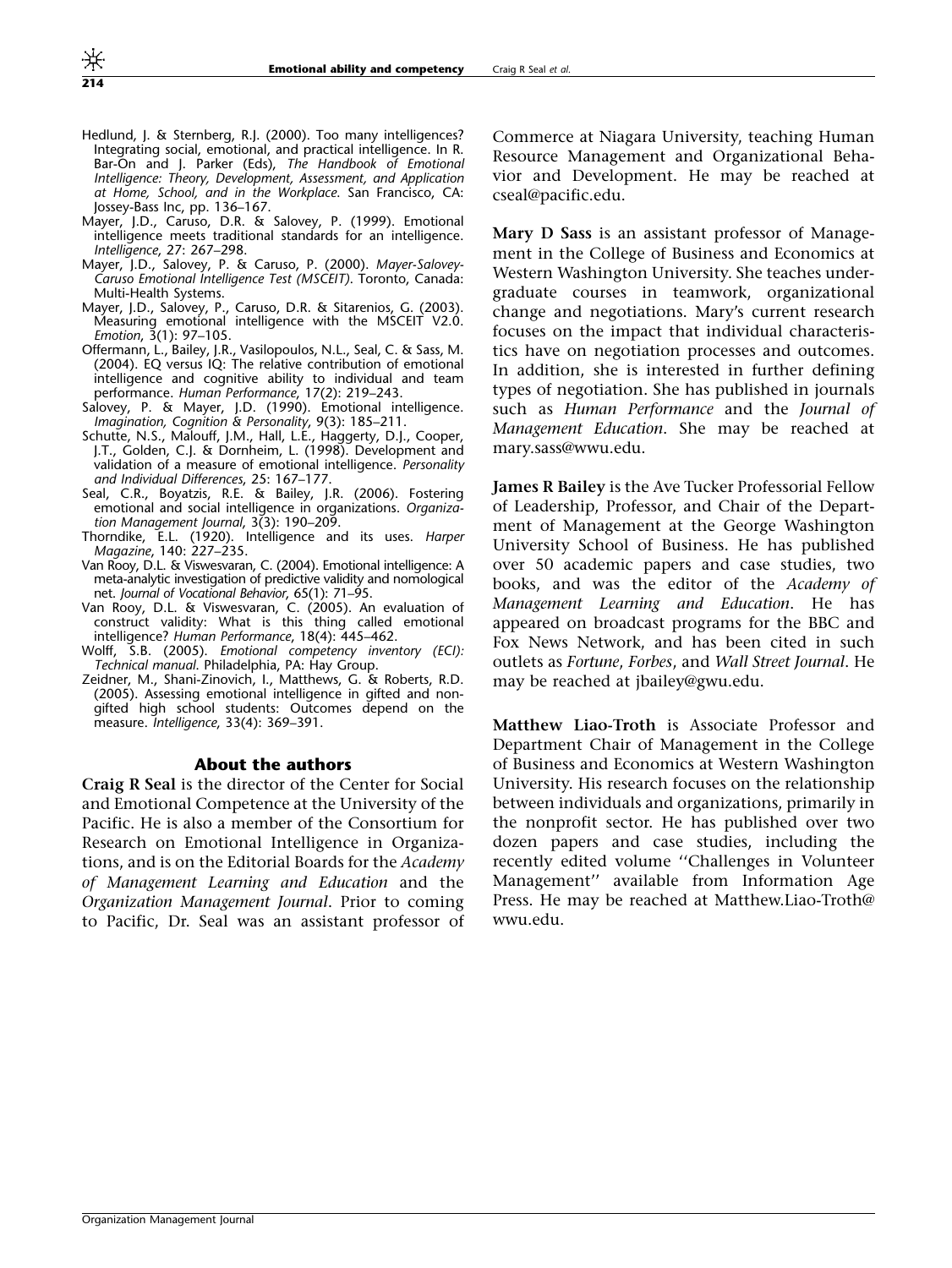Hedlund, J. & Sternberg, R.J. (2000). Too many intelligences? Integrating social, emotional, and practical intelligence. In R. Bar-On and J. Parker (Eds), *The Handbook of Emotional Intelligence: Theory, Development, Assessment, and Application at Home, School, and in the Workplace*. San Francisco, CA: Jossey-Bass Inc, pp. 136–167.

Mayer, J.D., Caruso, D.R. & Salovey, P. (1999). Emotional intelligence meets traditional standards for an intelligence. *Intelligence*, 27: 267–298.

Mayer, J.D., Salovey, P. & Caruso, P. (2000). *Mayer-Salovey-Caruso Emotional Intelligence Test (MSCEIT)*. Toronto, Canada: Multi-Health Systems.

Mayer, J.D., Salovey, P., Caruso, D.R. & Sitarenios, G. (2003). Measuring emotional intelligence with the MSCEIT V2.0. *Emotion*, 3(1): 97–105.

Offermann, L., Bailey, J.R., Vasilopoulos, N.L., Seal, C. & Sass, M. (2004). EQ versus IQ: The relative contribution of emotional intelligence and cognitive ability to individual and team performance. *Human Performance*, 17(2): 219–243.

Salovey, P. & Mayer, J.D. (1990). Emotional intelligence. *Imagination, Cognition & Personality*, 9(3): 185–211.

Schutte, N.S., Malouff, J.M., Hall, L.E., Haggerty, D.J., Cooper, J.T., Golden, C.J. & Dornheim, L. (1998). Development and validation of a measure of emotional intelligence. *Personality and Individual Differences*, 25: 167–177.

Seal, C.R., Boyatzis, R.E. & Bailey, J.R. (2006). Fostering emotional and social intelligence in organizations. *Organization Management Journal*, 3(3): 190–209.

Thorndike, E.L. (1920). Intelligence and its uses. *Harper Magazine*, 140: 227–235.

Van Rooy, D.L. & Viswesvaran, C. (2004). Emotional intelligence: A meta-analytic investigation of predictive validity and nomological net. *Journal of Vocational Behavior*, 65(1): 71–95.

Van Rooy, D.L. & Viswesvaran, C. (2005). An evaluation of construct validity: What is this thing called emotional intelligence? *Human Performance*, 18(4): 445–462.

Wolff, S.B. (2005). *Emotional competency inventory (ECI): Technical manual*. Philadelphia, PA: Hay Group.

Zeidner, M., Shani-Zinovich, I., Matthews, G. & Roberts, R.D. (2005). Assessing emotional intelligence in gifted and non-gifted high school students: Outcomes depend on the measure. *Intelligence*, 33(4): 369–391.

## About the authors

**Craig R Seal** is the director of the Center for Social and Emotional Competence at the University of the Pacific. He is also a member of the Consortium for Research on Emotional Intelligence in Organizations, and is on the Editorial Boards for the *Academy of Management Learning and Education* and the *Organization Management Journal*. Prior to coming to Pacific, Dr. Seal was an assistant professor of Commerce at Niagara University, teaching Human Resource Management and Organizational Behavior and Development. He may be reached at cseal@pacific.edu.

**Mary D Sass** is an assistant professor of Management in the College of Business and Economics at Western Washington University. She teaches undergraduate courses in teamwork, organizational change and negotiations. Mary's current research focuses on the impact that individual characteristics have on negotiation processes and outcomes. In addition, she is interested in further defining types of negotiation. She has published in journals such as *Human Performance* and the *Journal of Management Education*. She may be reached at mary.sass@wwu.edu.

**James R Bailey** is the Ave Tucker Professorial Fellow of Leadership, Professor, and Chair of the Department of Management at the George Washington University School of Business. He has published over 50 academic papers and case studies, two books, and was the editor of the *Academy of Management Learning and Education*. He has appeared on broadcast programs for the BBC and Fox News Network, and has been cited in such outlets as *Fortune*, *Forbes*, and *Wall Street Journal*. He may be reached at jbailey@gwu.edu.

**Matthew Liao-Troth** is Associate Professor and Department Chair of Management in the College of Business and Economics at Western Washington University. His research focuses on the relationship between individuals and organizations, primarily in the nonprofit sector. He has published over two dozen papers and case studies, including the recently edited volume "Challenges in Volunteer Management" available from Information Age Press. He may be reached at Matthew.Liao-Troth@wwu.edu.